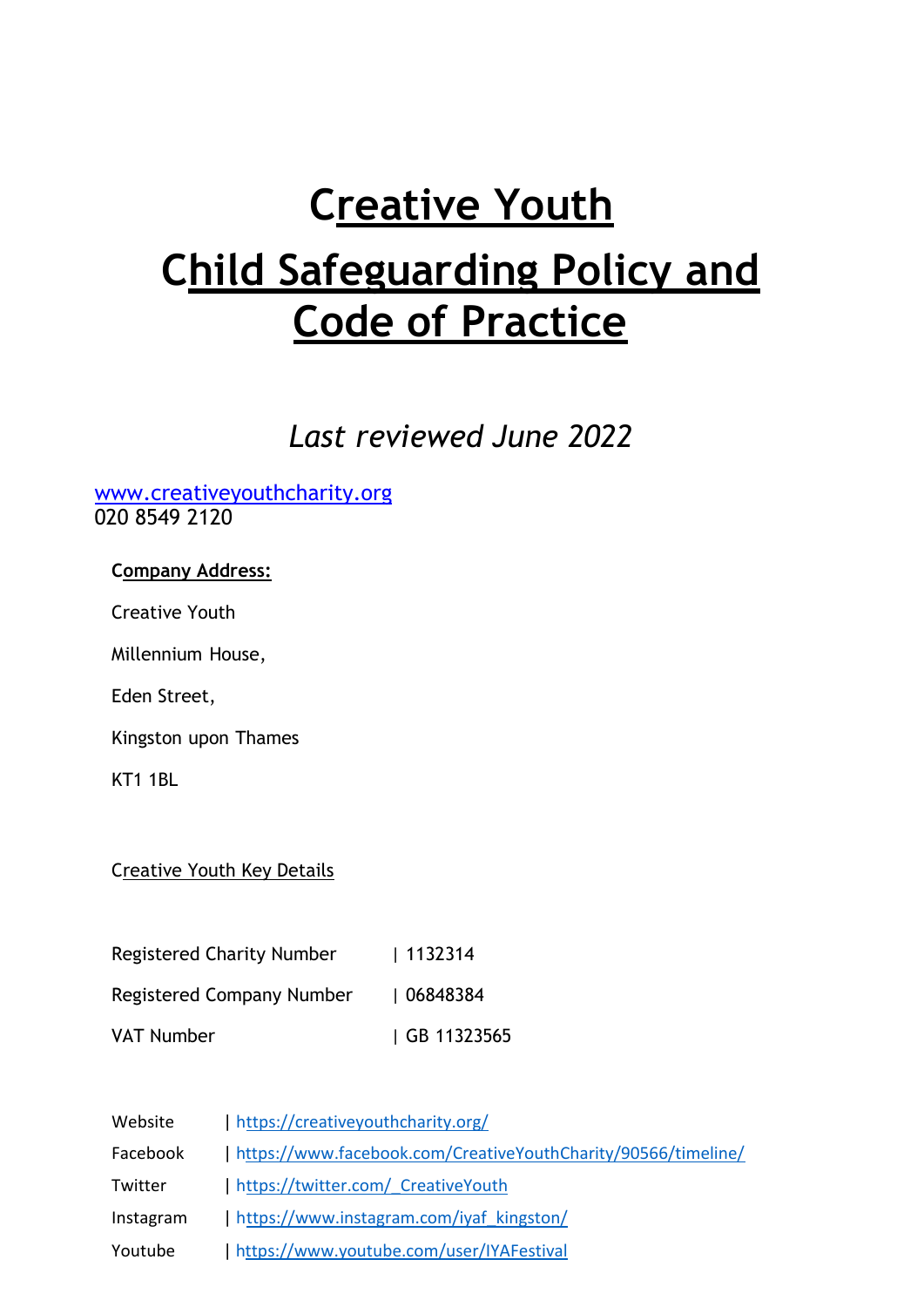# Creative Youth

# Child Safeguarding Policy and Code of Practice

*Last reviewed June 2022*

www.creativeyouthcharity.org
020 8549 2120

**Company Address:**

Creative Youth

Millennium House,

Eden Street,

Kingston upon Thames

KT1 1BL

Creative Youth Key Details

| | |
|---|---|
| Registered Charity Number | 1132314 |
| Registered Company Number | 06848384 |
| VAT Number | GB 11323565 |

| | |
|---|---|
| Website | https://creativeyouthcharity.org/ |
| Facebook | https://www.facebook.com/CreativeYouthCharity/90566/timeline/ |
| Twitter | https://twitter.com/_CreativeYouth |
| Instagram | https://www.instagram.com/iyaf_kingston/ |
| Youtube | https://www.youtube.com/user/IYAFestival |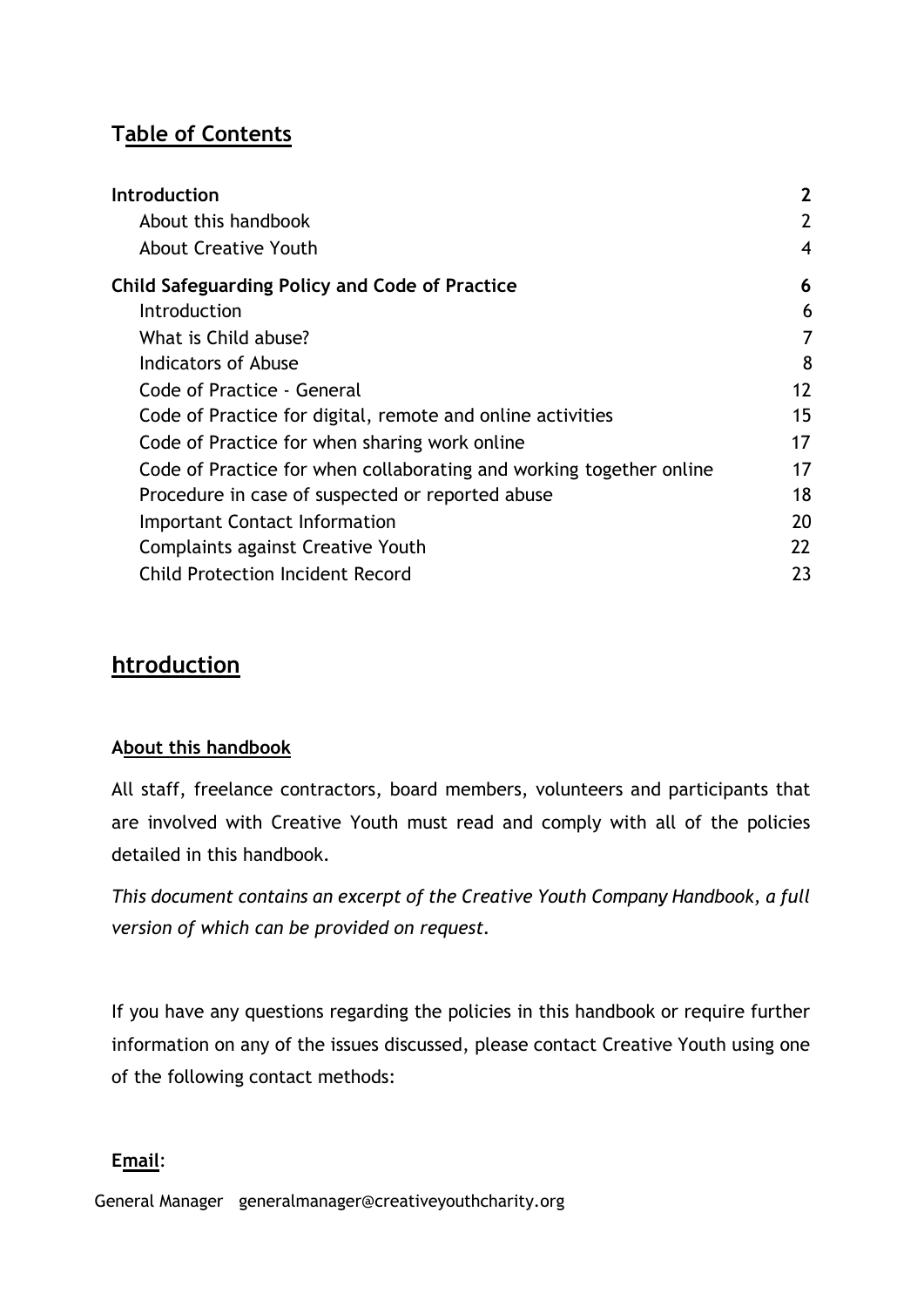# Table of Contents

| | |
|---|---|
| **Introduction** | **2** |
| About this handbook | 2 |
| About Creative Youth | 4 |
| **Child Safeguarding Policy and Code of Practice** | **6** |
| Introduction | 6 |
| What is Child abuse? | 7 |
| Indicators of Abuse | 8 |
| Code of Practice - General | 12 |
| Code of Practice for digital, remote and online activities | 15 |
| Code of Practice for when sharing work online | 17 |
| Code of Practice for when collaborating and working together online | 17 |
| Procedure in case of suspected or reported abuse | 18 |
| Important Contact Information | 20 |
| Complaints against Creative Youth | 22 |
| Child Protection Incident Record | 23 |

# Introduction

## About this handbook

All staff, freelance contractors, board members, volunteers and participants that are involved with Creative Youth must read and comply with all of the policies detailed in this handbook.

*This document contains an excerpt of the Creative Youth Company Handbook, a full version of which can be provided on request.*

If you have any questions regarding the policies in this handbook or require further information on any of the issues discussed, please contact Creative Youth using one of the following contact methods:

**Email**:

General Manager generalmanager@creativeyouthcharity.org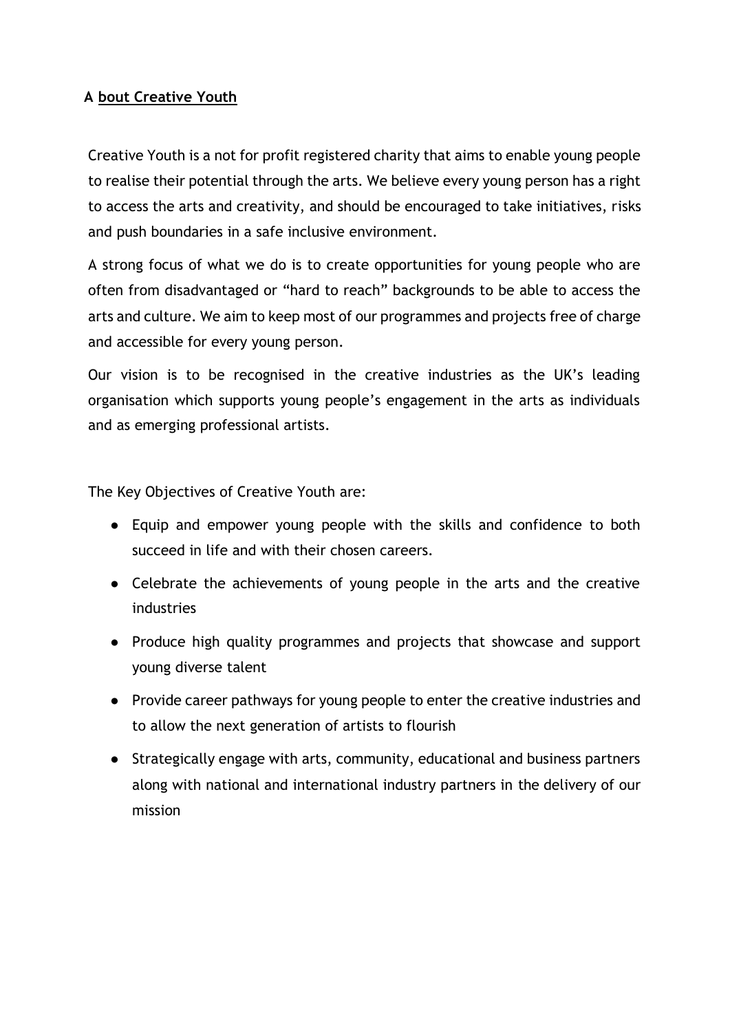## About Creative Youth

Creative Youth is a not for profit registered charity that aims to enable young people to realise their potential through the arts. We believe every young person has a right to access the arts and creativity, and should be encouraged to take initiatives, risks and push boundaries in a safe inclusive environment.

A strong focus of what we do is to create opportunities for young people who are often from disadvantaged or "hard to reach" backgrounds to be able to access the arts and culture. We aim to keep most of our programmes and projects free of charge and accessible for every young person.

Our vision is to be recognised in the creative industries as the UK's leading organisation which supports young people's engagement in the arts as individuals and as emerging professional artists.

The Key Objectives of Creative Youth are:

- Equip and empower young people with the skills and confidence to both succeed in life and with their chosen careers.
- Celebrate the achievements of young people in the arts and the creative industries
- Produce high quality programmes and projects that showcase and support young diverse talent
- Provide career pathways for young people to enter the creative industries and to allow the next generation of artists to flourish
- Strategically engage with arts, community, educational and business partners along with national and international industry partners in the delivery of our mission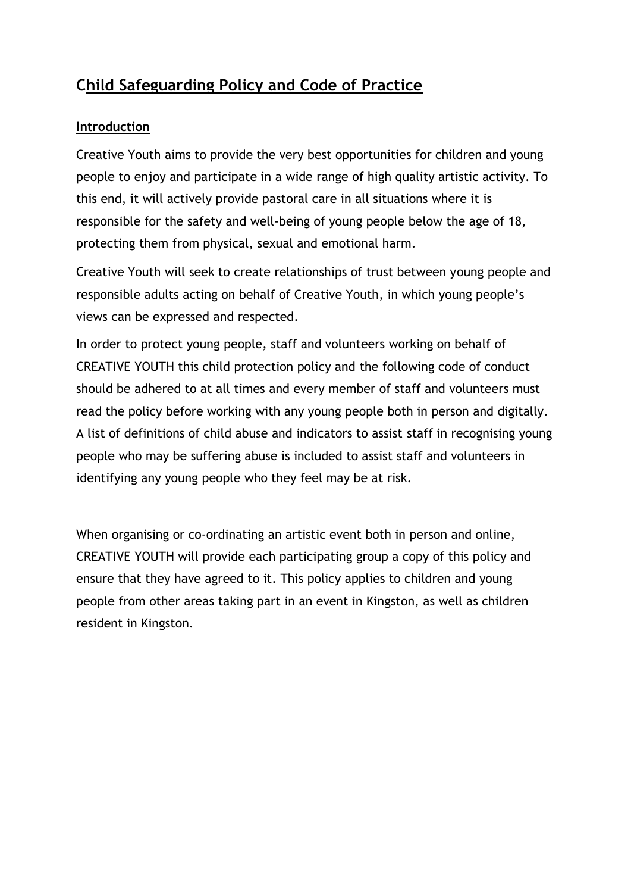# Child Safeguarding Policy and Code of Practice

## Introduction

Creative Youth aims to provide the very best opportunities for children and young people to enjoy and participate in a wide range of high quality artistic activity. To this end, it will actively provide pastoral care in all situations where it is responsible for the safety and well-being of young people below the age of 18, protecting them from physical, sexual and emotional harm.

Creative Youth will seek to create relationships of trust between young people and responsible adults acting on behalf of Creative Youth, in which young people's views can be expressed and respected.

In order to protect young people, staff and volunteers working on behalf of CREATIVE YOUTH this child protection policy and the following code of conduct should be adhered to at all times and every member of staff and volunteers must read the policy before working with any young people both in person and digitally. A list of definitions of child abuse and indicators to assist staff in recognising young people who may be suffering abuse is included to assist staff and volunteers in identifying any young people who they feel may be at risk.

When organising or co-ordinating an artistic event both in person and online, CREATIVE YOUTH will provide each participating group a copy of this policy and ensure that they have agreed to it. This policy applies to children and young people from other areas taking part in an event in Kingston, as well as children resident in Kingston.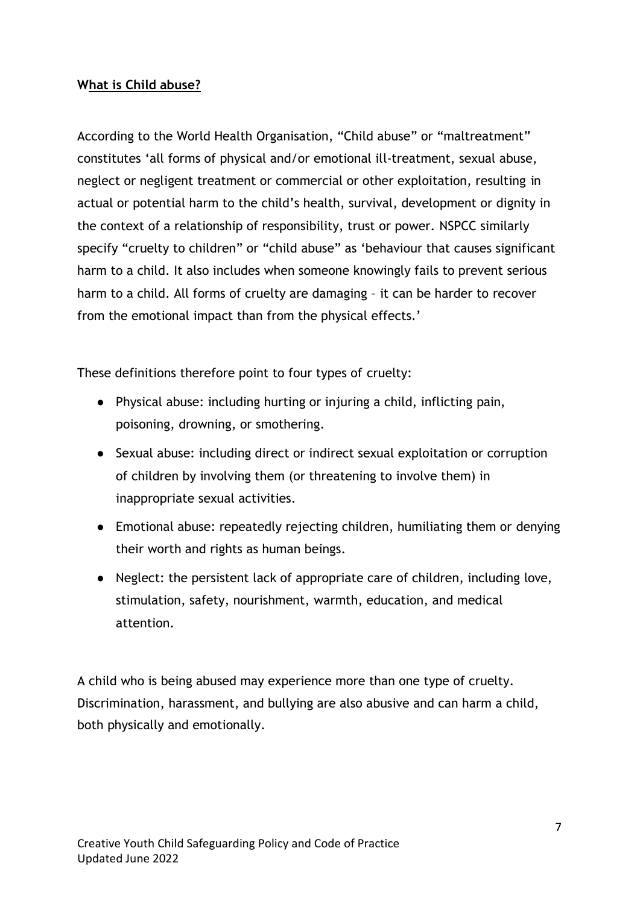**What is Child abuse?**

According to the World Health Organisation, "Child abuse" or "maltreatment" constitutes 'all forms of physical and/or emotional ill-treatment, sexual abuse, neglect or negligent treatment or commercial or other exploitation, resulting in actual or potential harm to the child's health, survival, development or dignity in the context of a relationship of responsibility, trust or power. NSPCC similarly specify "cruelty to children" or "child abuse" as 'behaviour that causes significant harm to a child. It also includes when someone knowingly fails to prevent serious harm to a child. All forms of cruelty are damaging – it can be harder to recover from the emotional impact than from the physical effects.'

These definitions therefore point to four types of cruelty:

- Physical abuse: including hurting or injuring a child, inflicting pain, poisoning, drowning, or smothering.
- Sexual abuse: including direct or indirect sexual exploitation or corruption of children by involving them (or threatening to involve them) in inappropriate sexual activities.
- Emotional abuse: repeatedly rejecting children, humiliating them or denying their worth and rights as human beings.
- Neglect: the persistent lack of appropriate care of children, including love, stimulation, safety, nourishment, warmth, education, and medical attention.

A child who is being abused may experience more than one type of cruelty. Discrimination, harassment, and bullying are also abusive and can harm a child, both physically and emotionally.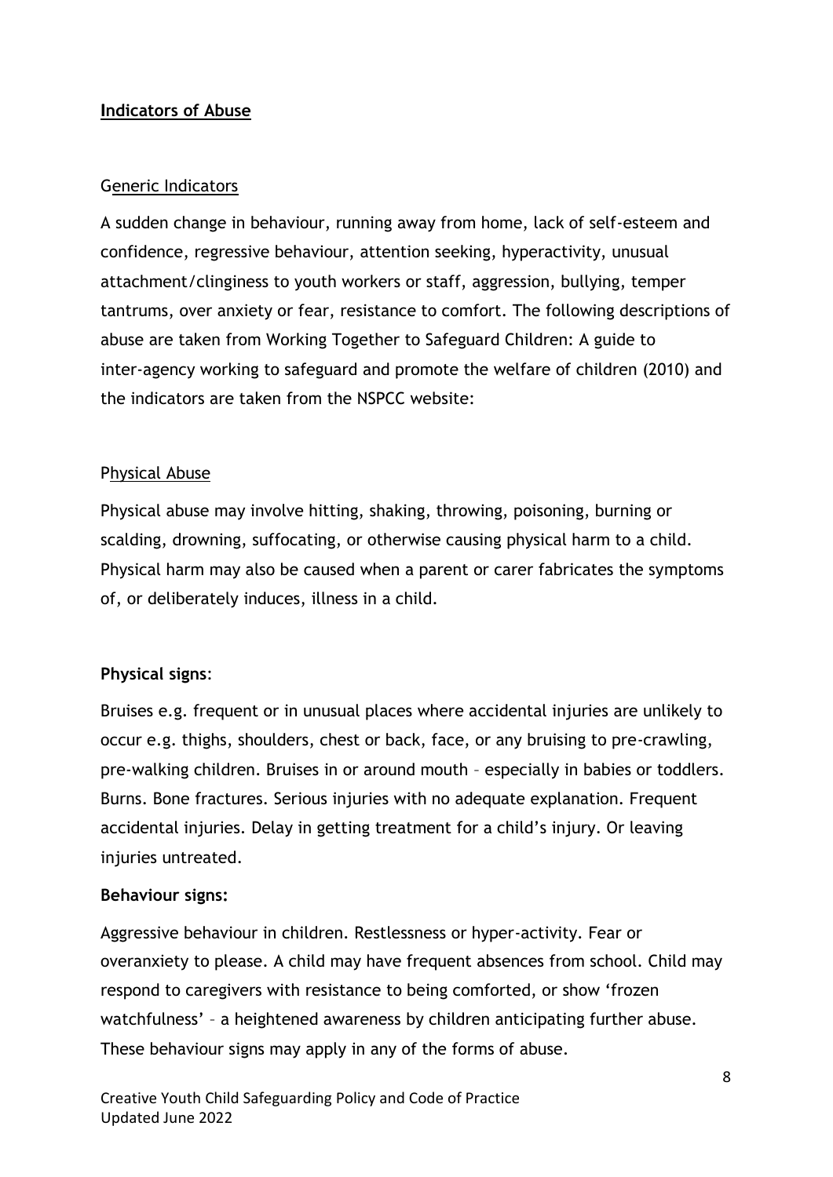**Indicators of Abuse**

Generic Indicators

A sudden change in behaviour, running away from home, lack of self-esteem and confidence, regressive behaviour, attention seeking, hyperactivity, unusual attachment/clinginess to youth workers or staff, aggression, bullying, temper tantrums, over anxiety or fear, resistance to comfort. The following descriptions of abuse are taken from Working Together to Safeguard Children: A guide to inter-agency working to safeguard and promote the welfare of children (2010) and the indicators are taken from the NSPCC website:

Physical Abuse

Physical abuse may involve hitting, shaking, throwing, poisoning, burning or scalding, drowning, suffocating, or otherwise causing physical harm to a child. Physical harm may also be caused when a parent or carer fabricates the symptoms of, or deliberately induces, illness in a child.

**Physical signs**:

Bruises e.g. frequent or in unusual places where accidental injuries are unlikely to occur e.g. thighs, shoulders, chest or back, face, or any bruising to pre-crawling, pre-walking children. Bruises in or around mouth – especially in babies or toddlers. Burns. Bone fractures. Serious injuries with no adequate explanation. Frequent accidental injuries. Delay in getting treatment for a child's injury. Or leaving injuries untreated.

**Behaviour signs:**

Aggressive behaviour in children. Restlessness or hyper-activity. Fear or overanxiety to please. A child may have frequent absences from school. Child may respond to caregivers with resistance to being comforted, or show 'frozen watchfulness' – a heightened awareness by children anticipating further abuse. These behaviour signs may apply in any of the forms of abuse.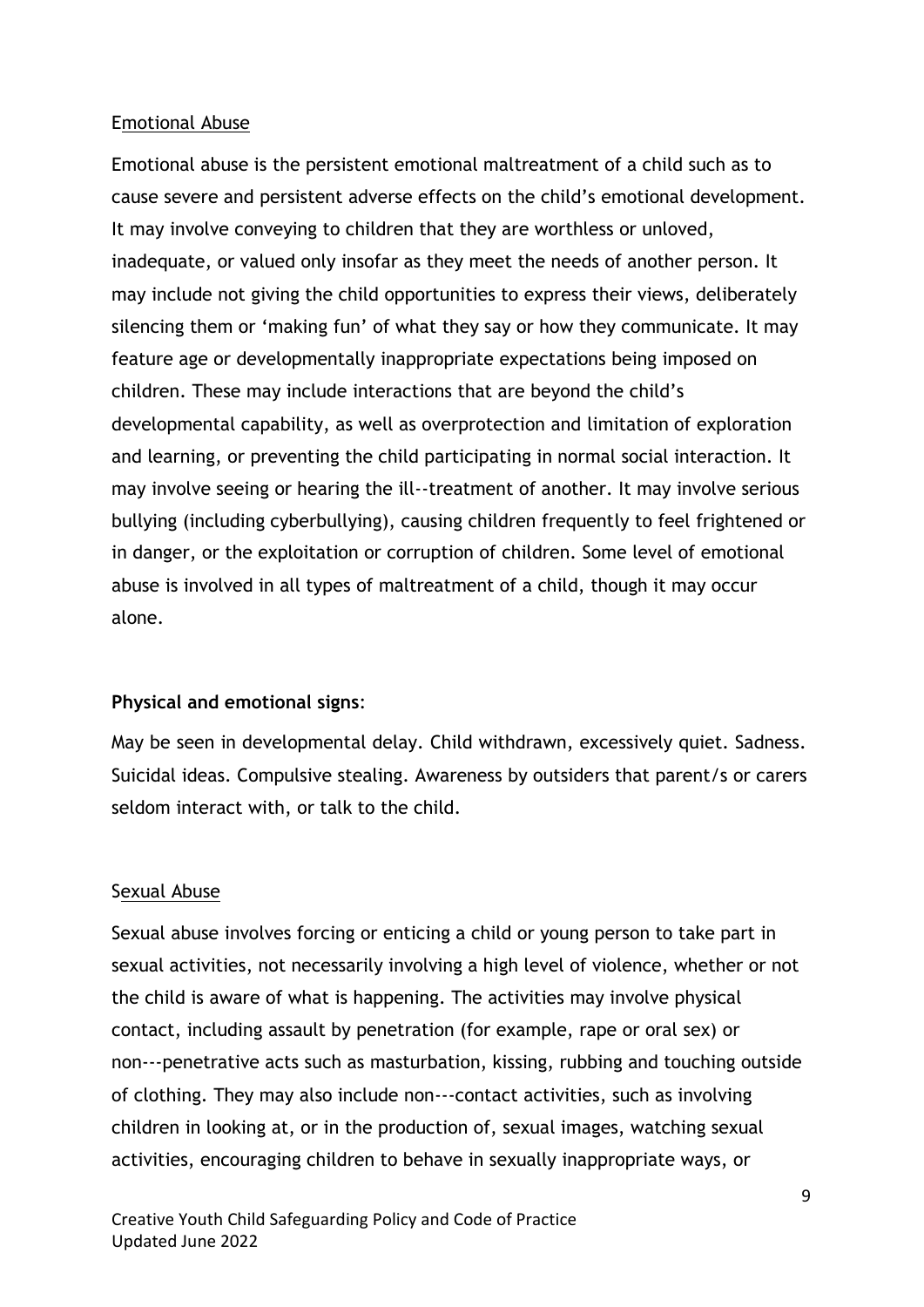## Emotional Abuse

Emotional abuse is the persistent emotional maltreatment of a child such as to cause severe and persistent adverse effects on the child's emotional development. It may involve conveying to children that they are worthless or unloved, inadequate, or valued only insofar as they meet the needs of another person. It may include not giving the child opportunities to express their views, deliberately silencing them or 'making fun' of what they say or how they communicate. It may feature age or developmentally inappropriate expectations being imposed on children. These may include interactions that are beyond the child's developmental capability, as well as overprotection and limitation of exploration and learning, or preventing the child participating in normal social interaction. It may involve seeing or hearing the ill--treatment of another. It may involve serious bullying (including cyberbullying), causing children frequently to feel frightened or in danger, or the exploitation or corruption of children. Some level of emotional abuse is involved in all types of maltreatment of a child, though it may occur alone.

**Physical and emotional signs**:

May be seen in developmental delay. Child withdrawn, excessively quiet. Sadness. Suicidal ideas. Compulsive stealing. Awareness by outsiders that parent/s or carers seldom interact with, or talk to the child.

## Sexual Abuse

Sexual abuse involves forcing or enticing a child or young person to take part in sexual activities, not necessarily involving a high level of violence, whether or not the child is aware of what is happening. The activities may involve physical contact, including assault by penetration (for example, rape or oral sex) or non---penetrative acts such as masturbation, kissing, rubbing and touching outside of clothing. They may also include non---contact activities, such as involving children in looking at, or in the production of, sexual images, watching sexual activities, encouraging children to behave in sexually inappropriate ways, or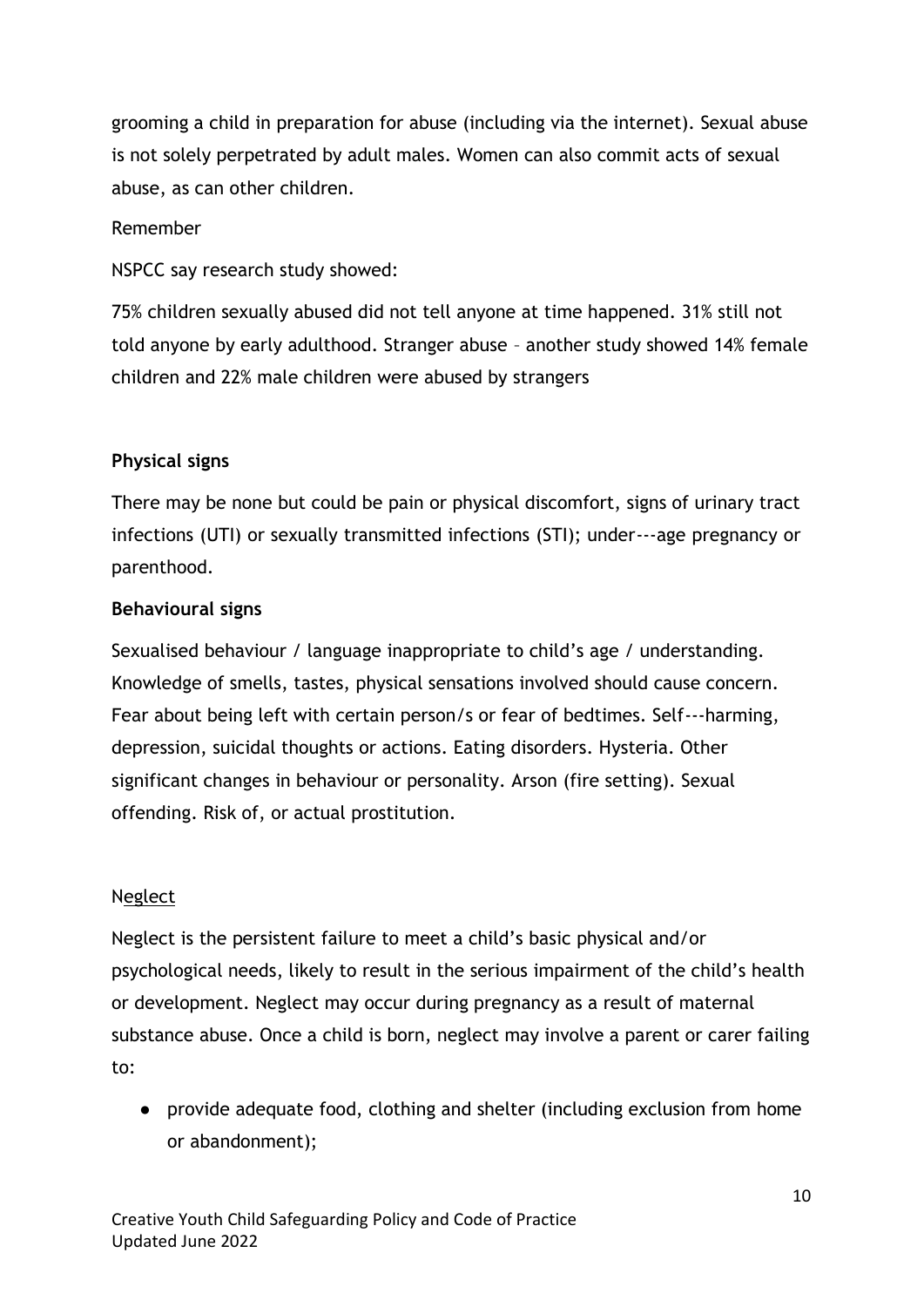grooming a child in preparation for abuse (including via the internet). Sexual abuse is not solely perpetrated by adult males. Women can also commit acts of sexual abuse, as can other children.

Remember

NSPCC say research study showed:

75% children sexually abused did not tell anyone at time happened. 31% still not told anyone by early adulthood. Stranger abuse – another study showed 14% female children and 22% male children were abused by strangers

**Physical signs**

There may be none but could be pain or physical discomfort, signs of urinary tract infections (UTI) or sexually transmitted infections (STI); under---age pregnancy or parenthood.

**Behavioural signs**

Sexualised behaviour / language inappropriate to child's age / understanding. Knowledge of smells, tastes, physical sensations involved should cause concern. Fear about being left with certain person/s or fear of bedtimes. Self---harming, depression, suicidal thoughts or actions. Eating disorders. Hysteria. Other significant changes in behaviour or personality. Arson (fire setting). Sexual offending. Risk of, or actual prostitution.

Neglect

Neglect is the persistent failure to meet a child's basic physical and/or psychological needs, likely to result in the serious impairment of the child's health or development. Neglect may occur during pregnancy as a result of maternal substance abuse. Once a child is born, neglect may involve a parent or carer failing to:

- provide adequate food, clothing and shelter (including exclusion from home or abandonment);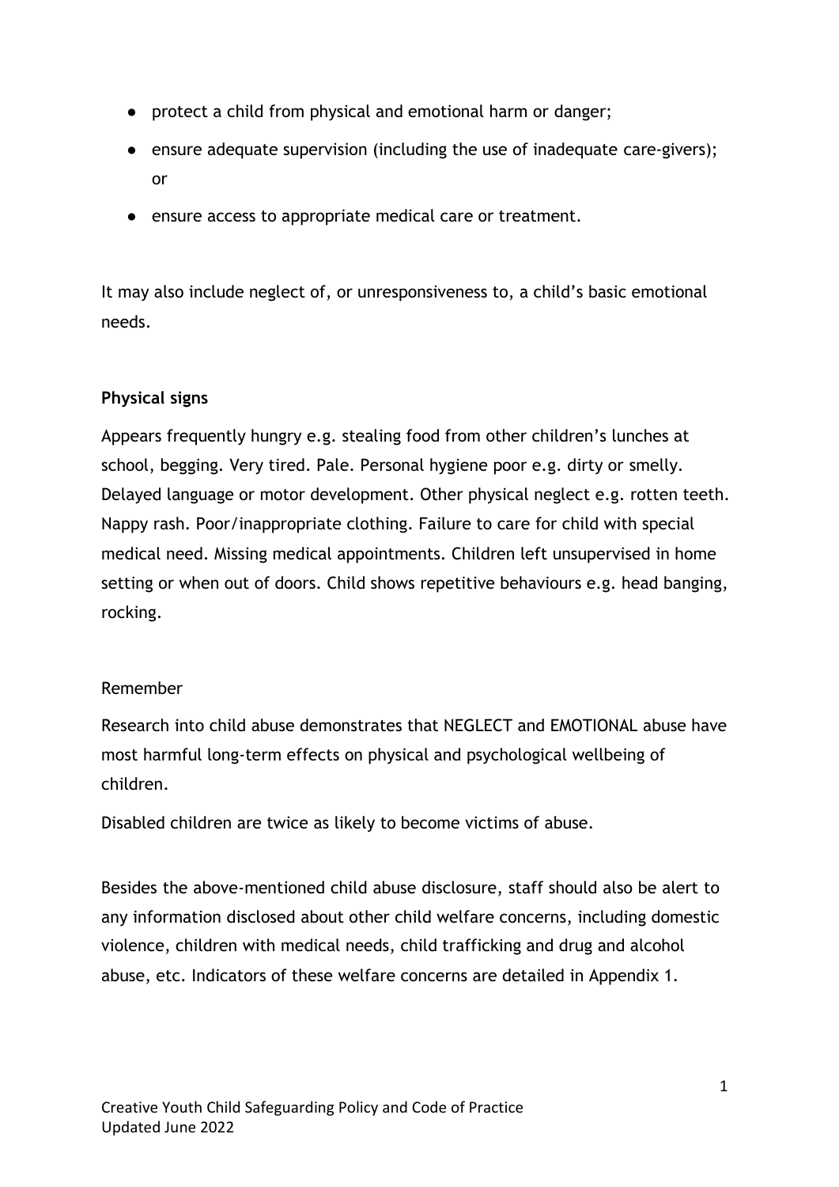- protect a child from physical and emotional harm or danger;
- ensure adequate supervision (including the use of inadequate care-givers); or
- ensure access to appropriate medical care or treatment.

It may also include neglect of, or unresponsiveness to, a child's basic emotional needs.

**Physical signs**

Appears frequently hungry e.g. stealing food from other children's lunches at school, begging. Very tired. Pale. Personal hygiene poor e.g. dirty or smelly. Delayed language or motor development. Other physical neglect e.g. rotten teeth. Nappy rash. Poor/inappropriate clothing. Failure to care for child with special medical need. Missing medical appointments. Children left unsupervised in home setting or when out of doors. Child shows repetitive behaviours e.g. head banging, rocking.

Remember

Research into child abuse demonstrates that NEGLECT and EMOTIONAL abuse have most harmful long-term effects on physical and psychological wellbeing of children.

Disabled children are twice as likely to become victims of abuse.

Besides the above-mentioned child abuse disclosure, staff should also be alert to any information disclosed about other child welfare concerns, including domestic violence, children with medical needs, child trafficking and drug and alcohol abuse, etc. Indicators of these welfare concerns are detailed in Appendix 1.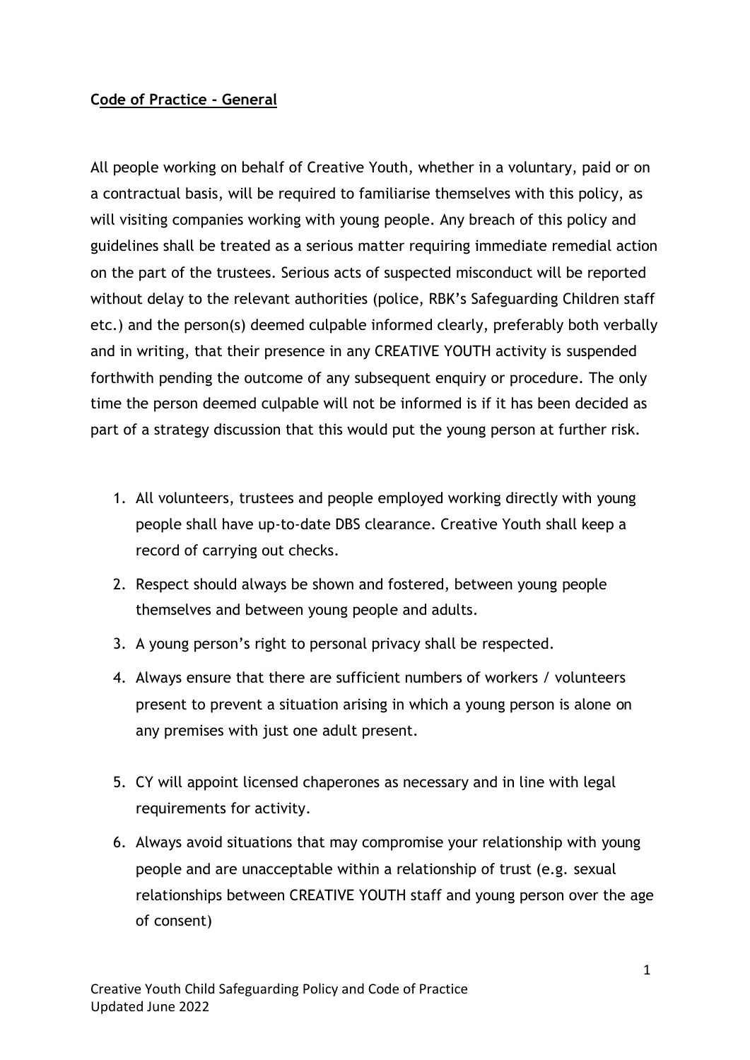**Code of Practice - General**

All people working on behalf of Creative Youth, whether in a voluntary, paid or on a contractual basis, will be required to familiarise themselves with this policy, as will visiting companies working with young people. Any breach of this policy and guidelines shall be treated as a serious matter requiring immediate remedial action on the part of the trustees. Serious acts of suspected misconduct will be reported without delay to the relevant authorities (police, RBK's Safeguarding Children staff etc.) and the person(s) deemed culpable informed clearly, preferably both verbally and in writing, that their presence in any CREATIVE YOUTH activity is suspended forthwith pending the outcome of any subsequent enquiry or procedure. The only time the person deemed culpable will not be informed is if it has been decided as part of a strategy discussion that this would put the young person at further risk.

1. All volunteers, trustees and people employed working directly with young people shall have up-to-date DBS clearance. Creative Youth shall keep a record of carrying out checks.
2. Respect should always be shown and fostered, between young people themselves and between young people and adults.
3. A young person's right to personal privacy shall be respected.
4. Always ensure that there are sufficient numbers of workers / volunteers present to prevent a situation arising in which a young person is alone on any premises with just one adult present.
5. CY will appoint licensed chaperones as necessary and in line with legal requirements for activity.
6. Always avoid situations that may compromise your relationship with young people and are unacceptable within a relationship of trust (e.g. sexual relationships between CREATIVE YOUTH staff and young person over the age of consent)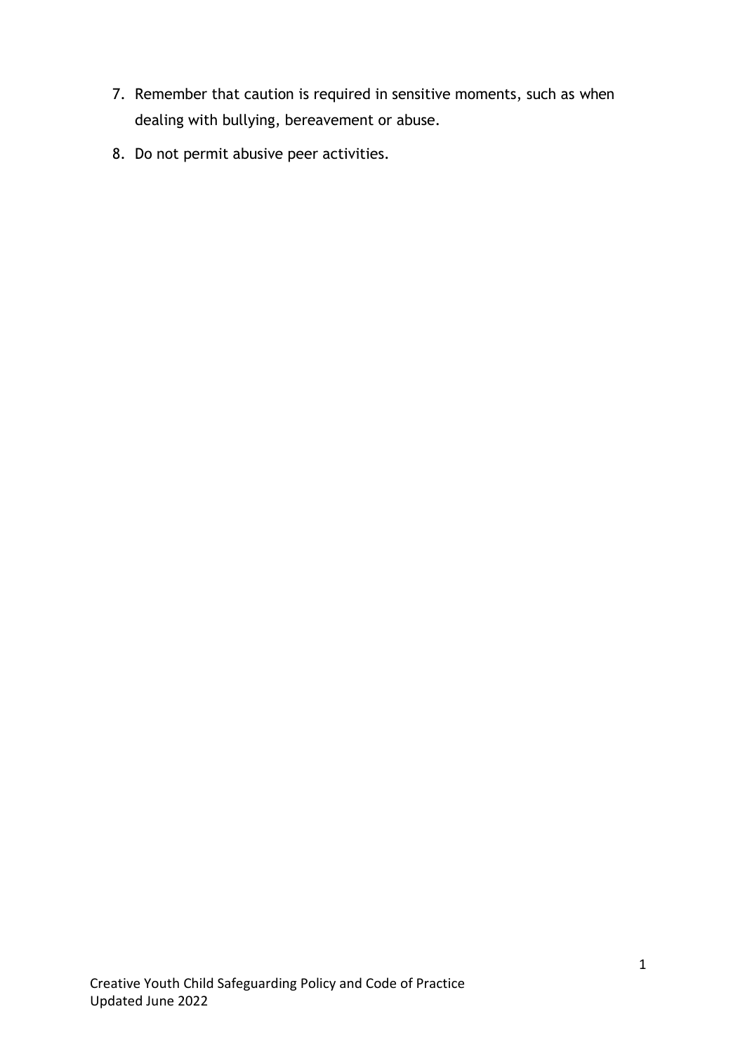7. Remember that caution is required in sensitive moments, such as when dealing with bullying, bereavement or abuse.
8. Do not permit abusive peer activities.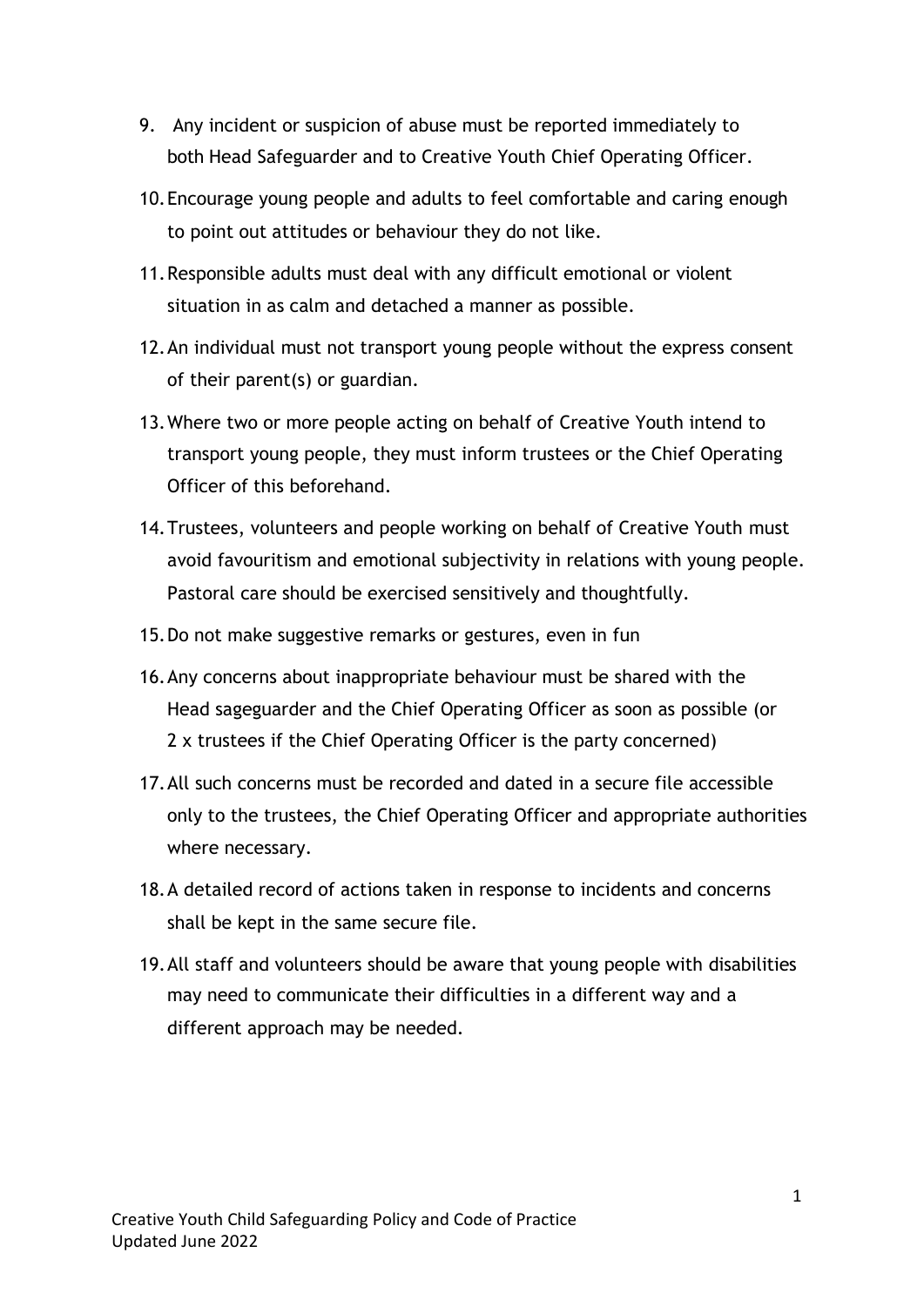9. Any incident or suspicion of abuse must be reported immediately to both Head Safeguarder and to Creative Youth Chief Operating Officer.
10. Encourage young people and adults to feel comfortable and caring enough to point out attitudes or behaviour they do not like.
11. Responsible adults must deal with any difficult emotional or violent situation in as calm and detached a manner as possible.
12. An individual must not transport young people without the express consent of their parent(s) or guardian.
13. Where two or more people acting on behalf of Creative Youth intend to transport young people, they must inform trustees or the Chief Operating Officer of this beforehand.
14. Trustees, volunteers and people working on behalf of Creative Youth must avoid favouritism and emotional subjectivity in relations with young people. Pastoral care should be exercised sensitively and thoughtfully.
15. Do not make suggestive remarks or gestures, even in fun
16. Any concerns about inappropriate behaviour must be shared with the Head sageguarder and the Chief Operating Officer as soon as possible (or 2 x trustees if the Chief Operating Officer is the party concerned)
17. All such concerns must be recorded and dated in a secure file accessible only to the trustees, the Chief Operating Officer and appropriate authorities where necessary.
18. A detailed record of actions taken in response to incidents and concerns shall be kept in the same secure file.
19. All staff and volunteers should be aware that young people with disabilities may need to communicate their difficulties in a different way and a different approach may be needed.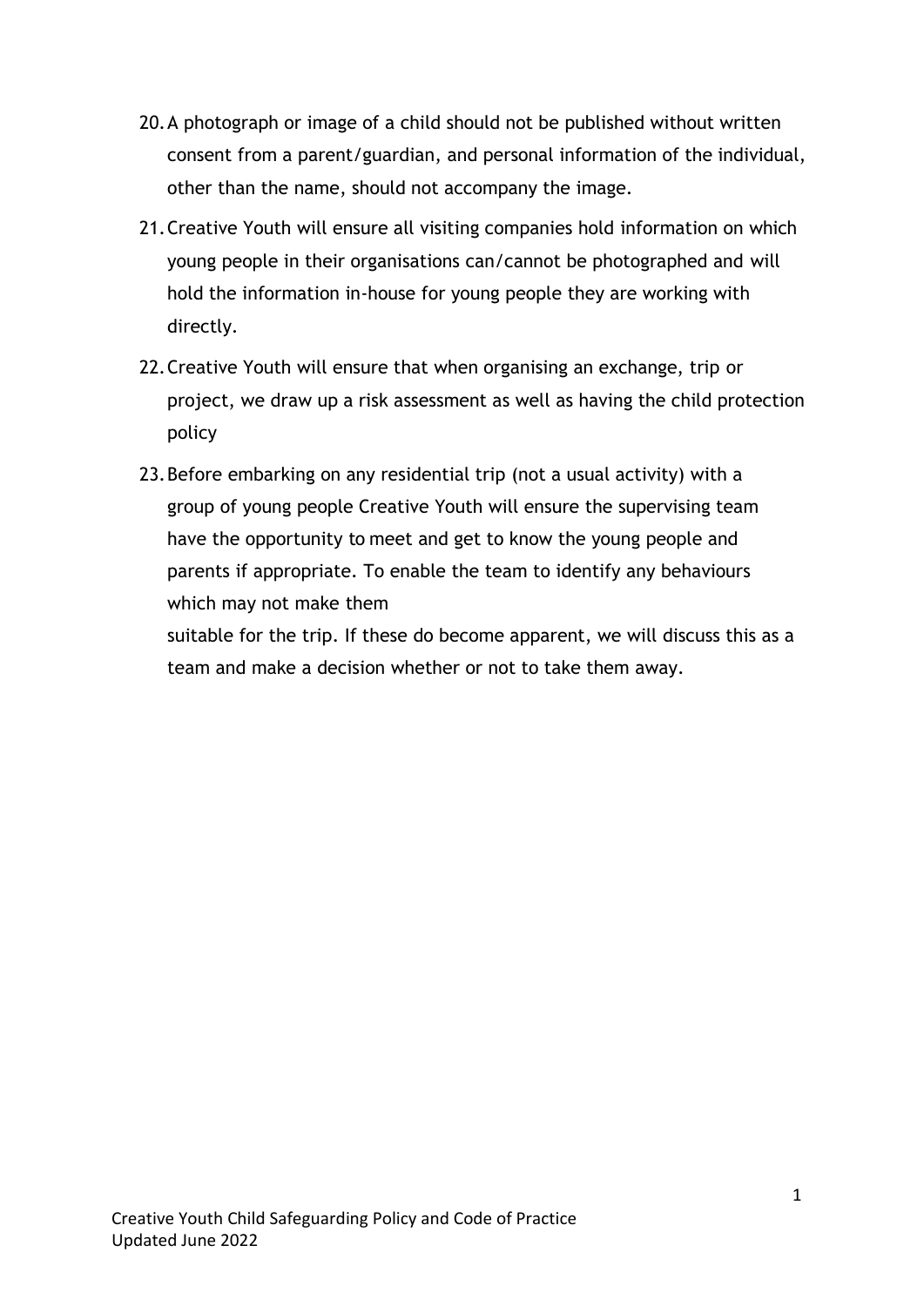20. A photograph or image of a child should not be published without written consent from a parent/guardian, and personal information of the individual, other than the name, should not accompany the image.
21. Creative Youth will ensure all visiting companies hold information on which young people in their organisations can/cannot be photographed and will hold the information in-house for young people they are working with directly.
22. Creative Youth will ensure that when organising an exchange, trip or project, we draw up a risk assessment as well as having the child protection policy
23. Before embarking on any residential trip (not a usual activity) with a group of young people Creative Youth will ensure the supervising team have the opportunity to meet and get to know the young people and parents if appropriate. To enable the team to identify any behaviours which may not make them suitable for the trip. If these do become apparent, we will discuss this as a team and make a decision whether or not to take them away.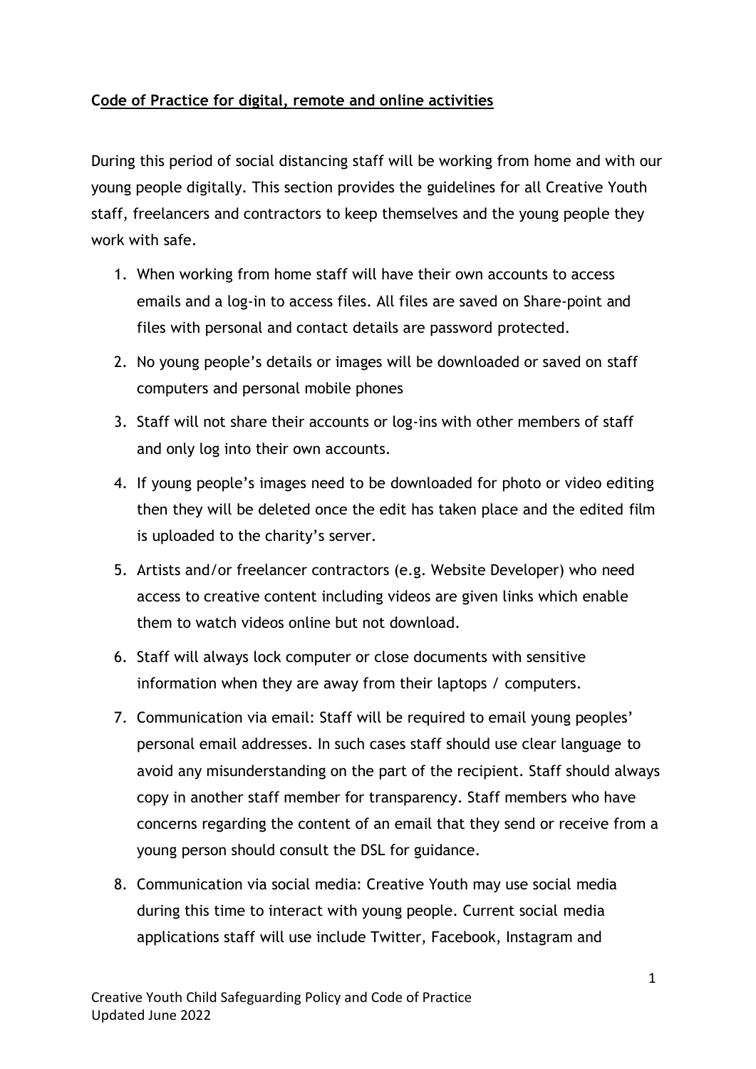**Code of Practice for digital, remote and online activities**

During this period of social distancing staff will be working from home and with our young people digitally. This section provides the guidelines for all Creative Youth staff, freelancers and contractors to keep themselves and the young people they work with safe.

1. When working from home staff will have their own accounts to access emails and a log-in to access files. All files are saved on Share-point and files with personal and contact details are password protected.
2. No young people's details or images will be downloaded or saved on staff computers and personal mobile phones
3. Staff will not share their accounts or log-ins with other members of staff and only log into their own accounts.
4. If young people's images need to be downloaded for photo or video editing then they will be deleted once the edit has taken place and the edited film is uploaded to the charity's server.
5. Artists and/or freelancer contractors (e.g. Website Developer) who need access to creative content including videos are given links which enable them to watch videos online but not download.
6. Staff will always lock computer or close documents with sensitive information when they are away from their laptops / computers.
7. Communication via email: Staff will be required to email young peoples' personal email addresses. In such cases staff should use clear language to avoid any misunderstanding on the part of the recipient. Staff should always copy in another staff member for transparency. Staff members who have concerns regarding the content of an email that they send or receive from a young person should consult the DSL for guidance.
8. Communication via social media: Creative Youth may use social media during this time to interact with young people. Current social media applications staff will use include Twitter, Facebook, Instagram and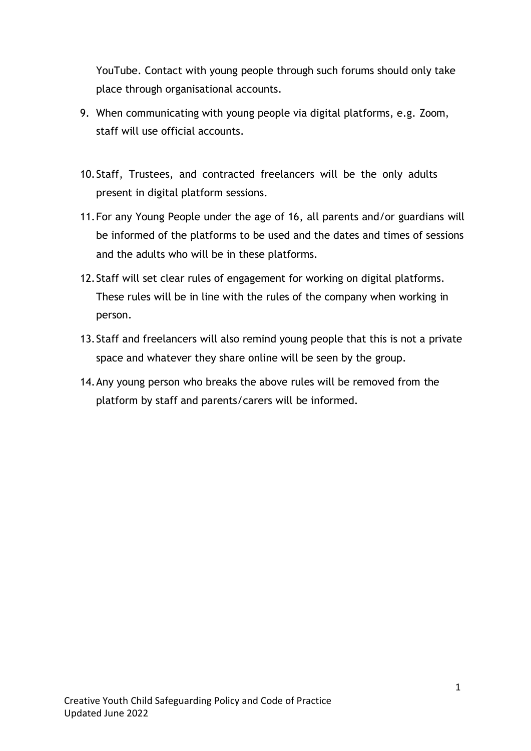YouTube. Contact with young people through such forums should only take place through organisational accounts.

9. When communicating with young people via digital platforms, e.g. Zoom, staff will use official accounts.

10. Staff, Trustees, and contracted freelancers will be the only adults present in digital platform sessions.

11. For any Young People under the age of 16, all parents and/or guardians will be informed of the platforms to be used and the dates and times of sessions and the adults who will be in these platforms.

12. Staff will set clear rules of engagement for working on digital platforms. These rules will be in line with the rules of the company when working in person.

13. Staff and freelancers will also remind young people that this is not a private space and whatever they share online will be seen by the group.

14. Any young person who breaks the above rules will be removed from the platform by staff and parents/carers will be informed.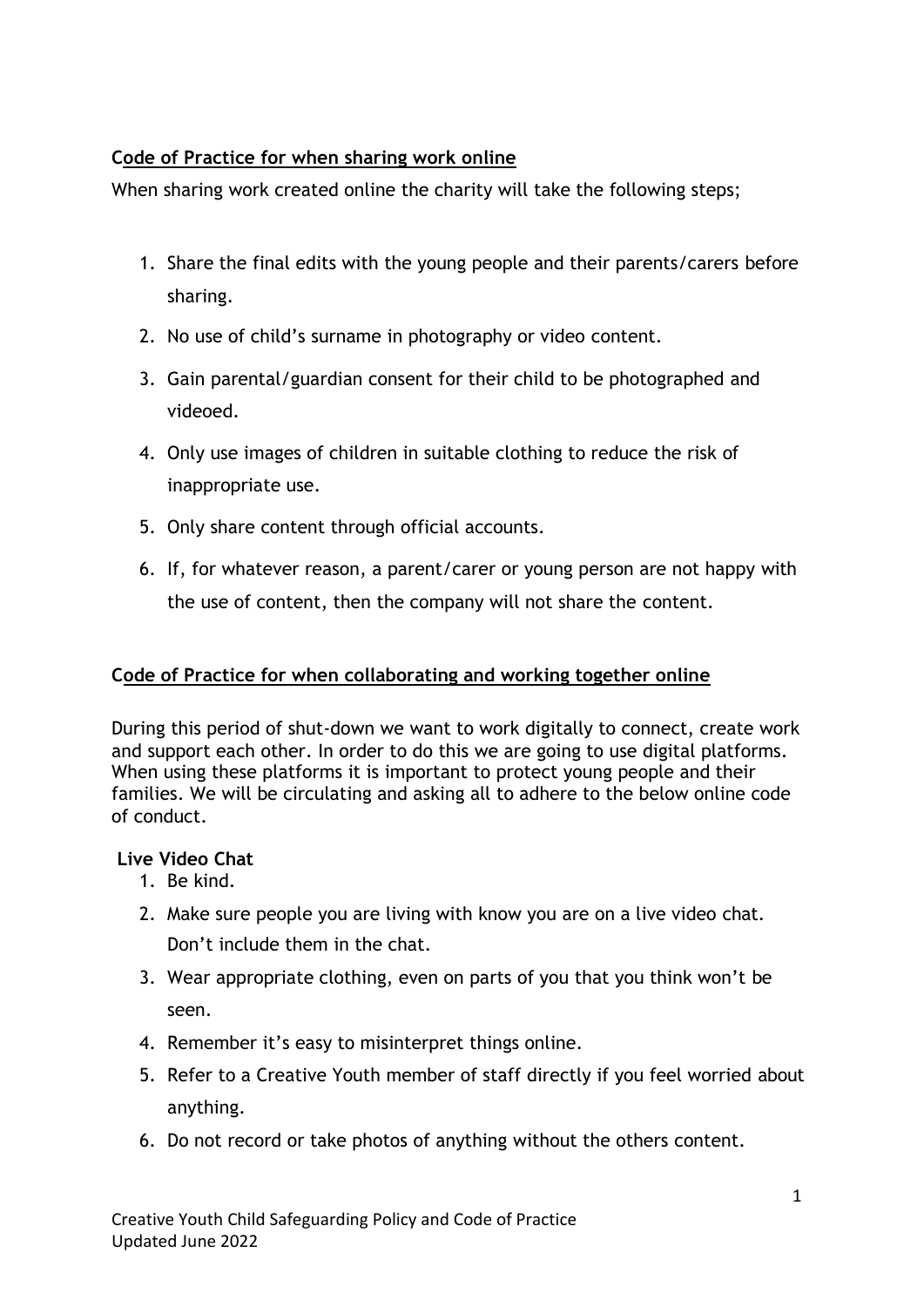**Code of Practice for when sharing work online**

When sharing work created online the charity will take the following steps;

1. Share the final edits with the young people and their parents/carers before sharing.
2. No use of child's surname in photography or video content.
3. Gain parental/guardian consent for their child to be photographed and videoed.
4. Only use images of children in suitable clothing to reduce the risk of inappropriate use.
5. Only share content through official accounts.
6. If, for whatever reason, a parent/carer or young person are not happy with the use of content, then the company will not share the content.

**Code of Practice for when collaborating and working together online**

During this period of shut-down we want to work digitally to connect, create work and support each other. In order to do this we are going to use digital platforms. When using these platforms it is important to protect young people and their families. We will be circulating and asking all to adhere to the below online code of conduct.

**Live Video Chat**

1. Be kind.
2. Make sure people you are living with know you are on a live video chat. Don't include them in the chat.
3. Wear appropriate clothing, even on parts of you that you think won't be seen.
4. Remember it's easy to misinterpret things online.
5. Refer to a Creative Youth member of staff directly if you feel worried about anything.
6. Do not record or take photos of anything without the others content.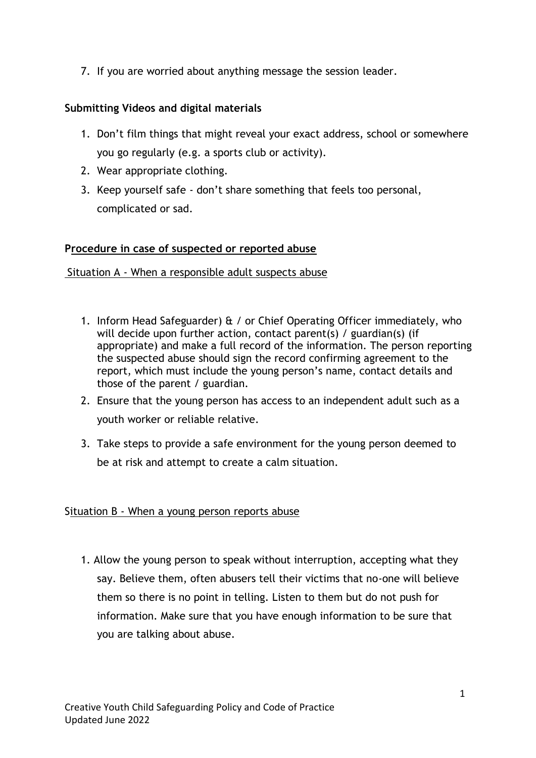7. If you are worried about anything message the session leader.

**Submitting Videos and digital materials**

1. Don't film things that might reveal your exact address, school or somewhere you go regularly (e.g. a sports club or activity).
2. Wear appropriate clothing.
3. Keep yourself safe - don't share something that feels too personal, complicated or sad.

**Procedure in case of suspected or reported abuse**

Situation A - When a responsible adult suspects abuse

1. Inform Head Safeguarder) & / or Chief Operating Officer immediately, who will decide upon further action, contact parent(s) / guardian(s) (if appropriate) and make a full record of the information. The person reporting the suspected abuse should sign the record confirming agreement to the report, which must include the young person's name, contact details and those of the parent / guardian.
2. Ensure that the young person has access to an independent adult such as a youth worker or reliable relative.
3. Take steps to provide a safe environment for the young person deemed to be at risk and attempt to create a calm situation.

Situation B - When a young person reports abuse

1. Allow the young person to speak without interruption, accepting what they say. Believe them, often abusers tell their victims that no-one will believe them so there is no point in telling. Listen to them but do not push for information. Make sure that you have enough information to be sure that you are talking about abuse.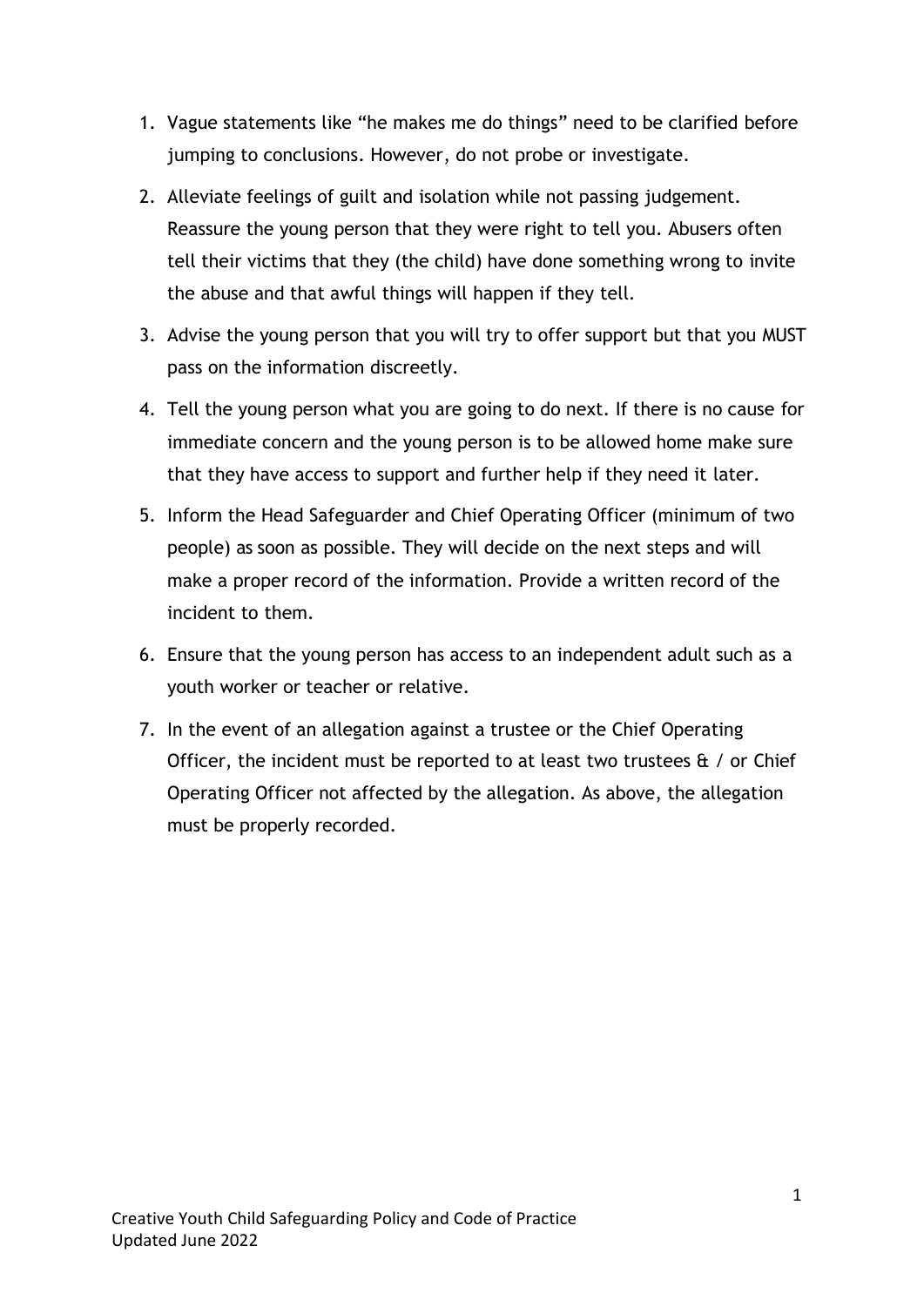1. Vague statements like “he makes me do things” need to be clarified before jumping to conclusions. However, do not probe or investigate.
2. Alleviate feelings of guilt and isolation while not passing judgement. Reassure the young person that they were right to tell you. Abusers often tell their victims that they (the child) have done something wrong to invite the abuse and that awful things will happen if they tell.
3. Advise the young person that you will try to offer support but that you MUST pass on the information discreetly.
4. Tell the young person what you are going to do next. If there is no cause for immediate concern and the young person is to be allowed home make sure that they have access to support and further help if they need it later.
5. Inform the Head Safeguarder and Chief Operating Officer (minimum of two people) as soon as possible. They will decide on the next steps and will make a proper record of the information. Provide a written record of the incident to them.
6. Ensure that the young person has access to an independent adult such as a youth worker or teacher or relative.
7. In the event of an allegation against a trustee or the Chief Operating Officer, the incident must be reported to at least two trustees & / or Chief Operating Officer not affected by the allegation. As above, the allegation must be properly recorded.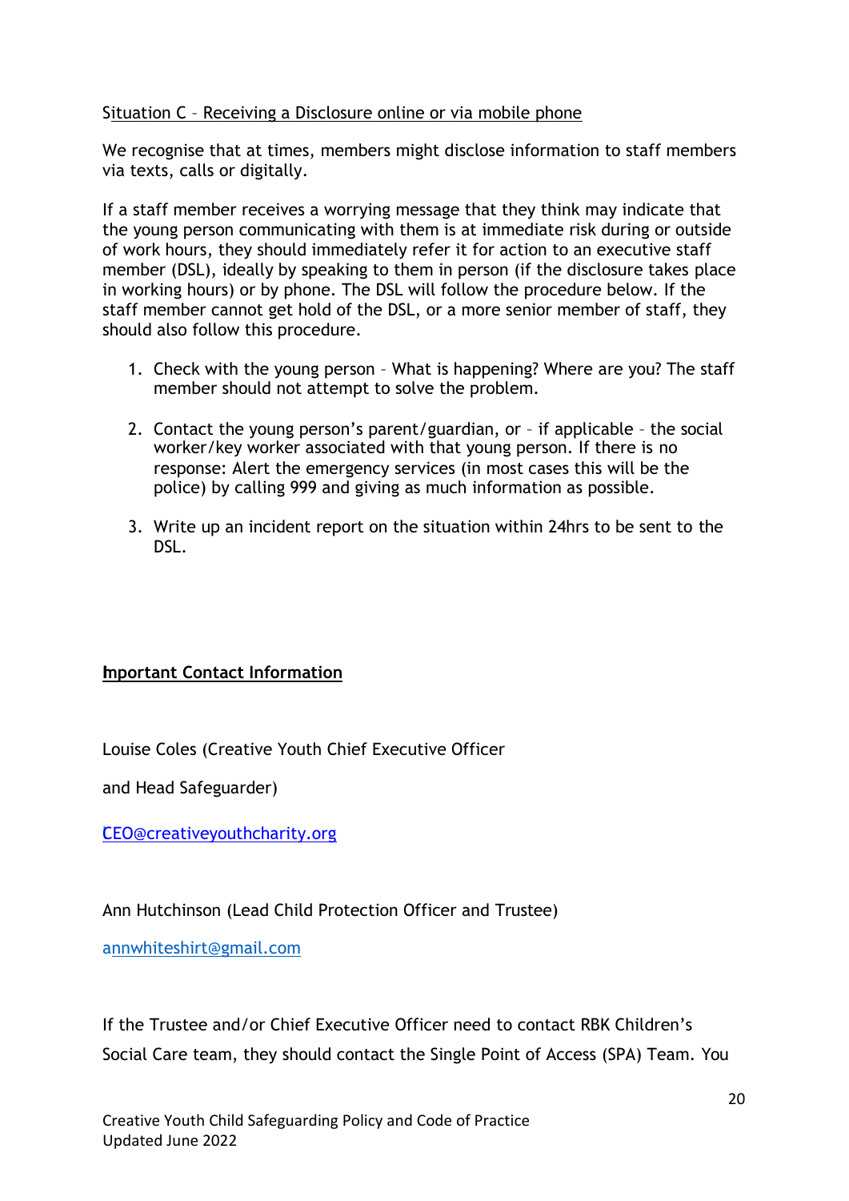Situation C – Receiving a Disclosure online or via mobile phone

We recognise that at times, members might disclose information to staff members via texts, calls or digitally.

If a staff member receives a worrying message that they think may indicate that the young person communicating with them is at immediate risk during or outside of work hours, they should immediately refer it for action to an executive staff member (DSL), ideally by speaking to them in person (if the disclosure takes place in working hours) or by phone. The DSL will follow the procedure below. If the staff member cannot get hold of the DSL, or a more senior member of staff, they should also follow this procedure.

1. Check with the young person – What is happening? Where are you? The staff member should not attempt to solve the problem.

2. Contact the young person's parent/guardian, or – if applicable – the social worker/key worker associated with that young person. If there is no response: Alert the emergency services (in most cases this will be the police) by calling 999 and giving as much information as possible.

3. Write up an incident report on the situation within 24hrs to be sent to the DSL.

**Important Contact Information**

Louise Coles (Creative Youth Chief Executive Officer

and Head Safeguarder)

CEO@creativeyouthcharity.org

Ann Hutchinson (Lead Child Protection Officer and Trustee)

annwhiteshirt@gmail.com

If the Trustee and/or Chief Executive Officer need to contact RBK Children's Social Care team, they should contact the Single Point of Access (SPA) Team. You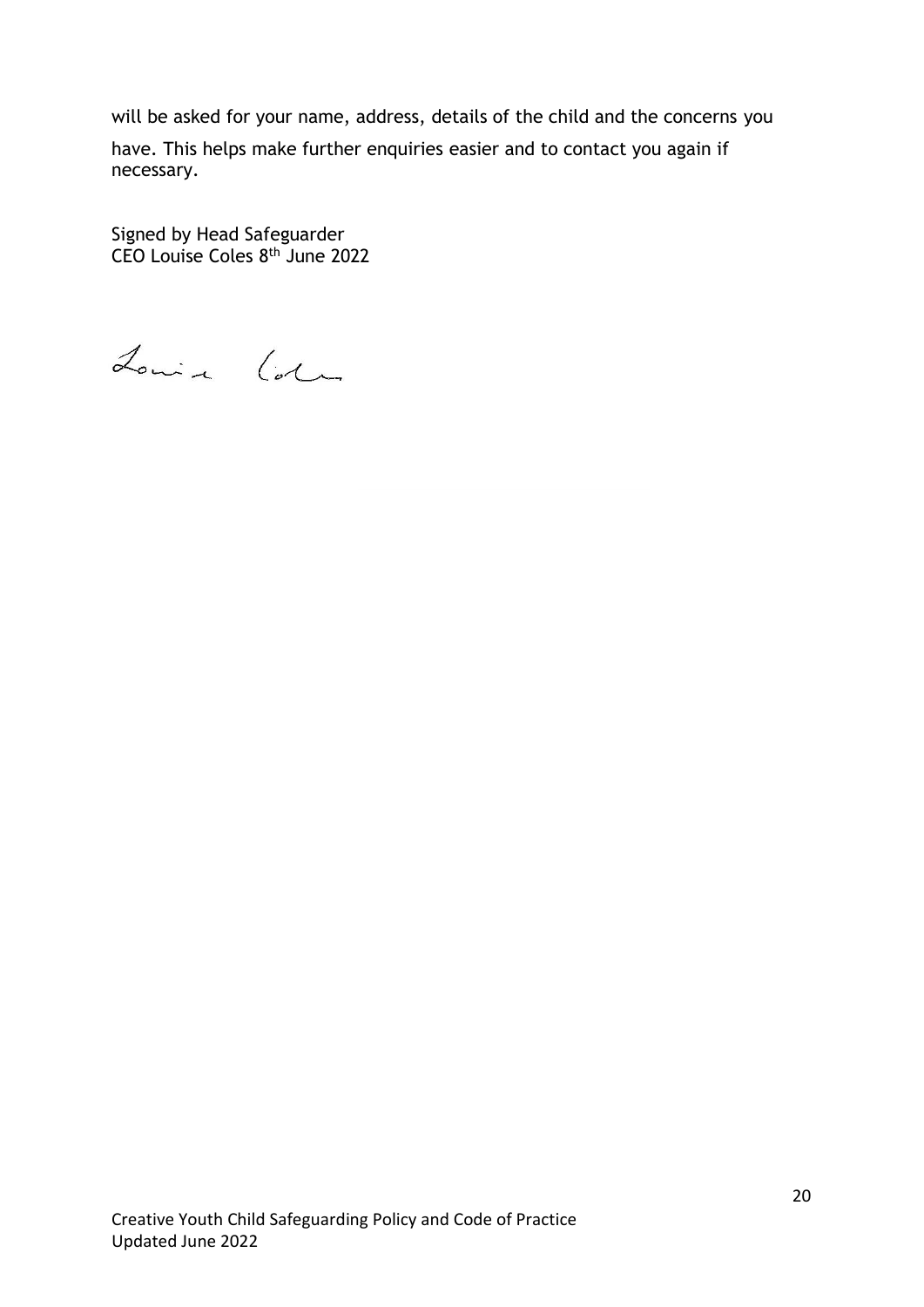will be asked for your name, address, details of the child and the concerns you have. This helps make further enquiries easier and to contact you again if necessary.

Signed by Head Safeguarder
CEO Louise Coles 8th June 2022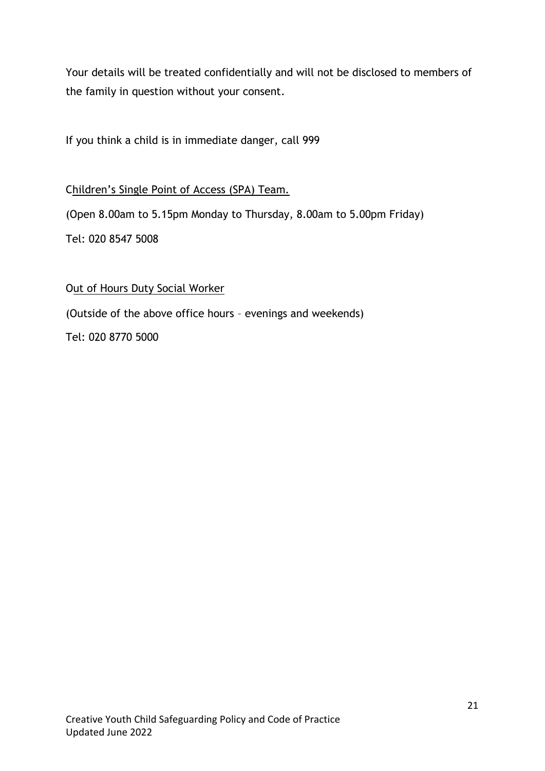Your details will be treated confidentially and will not be disclosed to members of the family in question without your consent.

If you think a child is in immediate danger, call 999

Children's Single Point of Access (SPA) Team.

(Open 8.00am to 5.15pm Monday to Thursday, 8.00am to 5.00pm Friday)

Tel: 020 8547 5008

Out of Hours Duty Social Worker

(Outside of the above office hours – evenings and weekends)

Tel: 020 8770 5000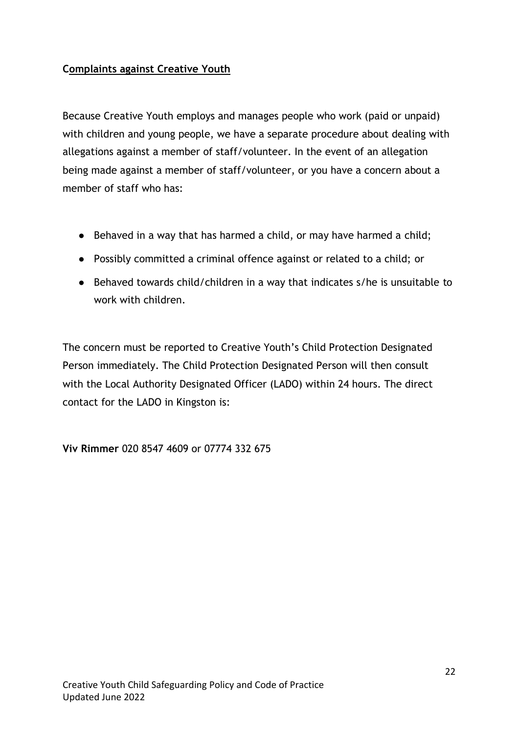**Complaints against Creative Youth**

Because Creative Youth employs and manages people who work (paid or unpaid) with children and young people, we have a separate procedure about dealing with allegations against a member of staff/volunteer. In the event of an allegation being made against a member of staff/volunteer, or you have a concern about a member of staff who has:

- Behaved in a way that has harmed a child, or may have harmed a child;
- Possibly committed a criminal offence against or related to a child; or
- Behaved towards child/children in a way that indicates s/he is unsuitable to work with children.

The concern must be reported to Creative Youth's Child Protection Designated Person immediately. The Child Protection Designated Person will then consult with the Local Authority Designated Officer (LADO) within 24 hours. The direct contact for the LADO in Kingston is:

**Viv Rimmer** 020 8547 4609 or 07774 332 675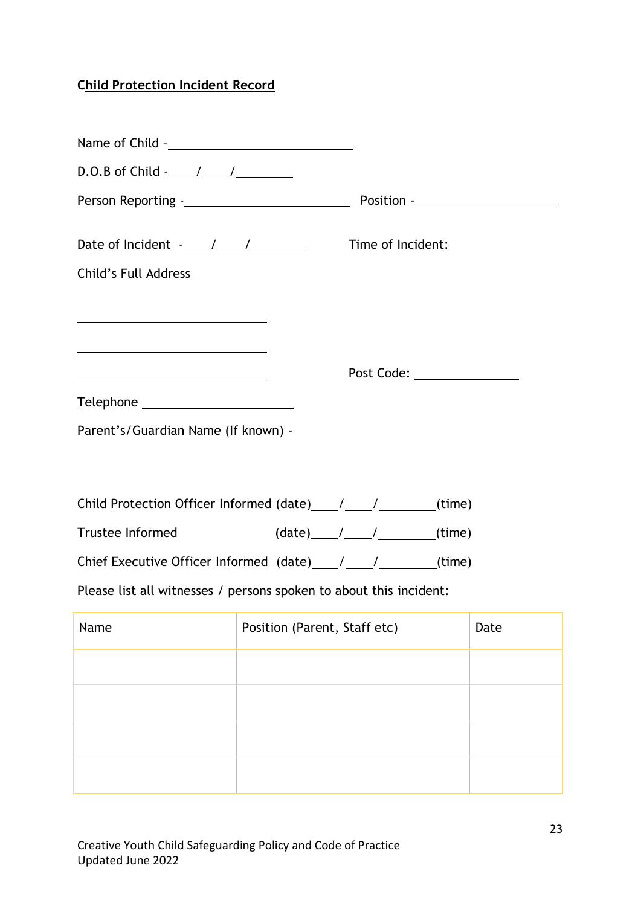**Child Protection Incident Record**

Name of Child – ___________________________

D.O.B of Child - ____/____/________

Person Reporting - ________________________ Position - ____________________

Date of Incident - ____/____/________ Time of Incident:

Child's Full Address

___________________________

___________________________

___________________________ Post Code: ______________

Telephone ____________________

Parent's/Guardian Name (If known) -

Child Protection Officer Informed (date)____/____/________(time)

Trustee Informed (date)____/____/________(time)

Chief Executive Officer Informed (date)____/____/________(time)

Please list all witnesses / persons spoken to about this incident:

| Name | Position (Parent, Staff etc) | Date |
|---|---|---|
| | | |
| | | |
| | | |
| | | |

Creative Youth Child Safeguarding Policy and Code of Practice
Updated June 2022